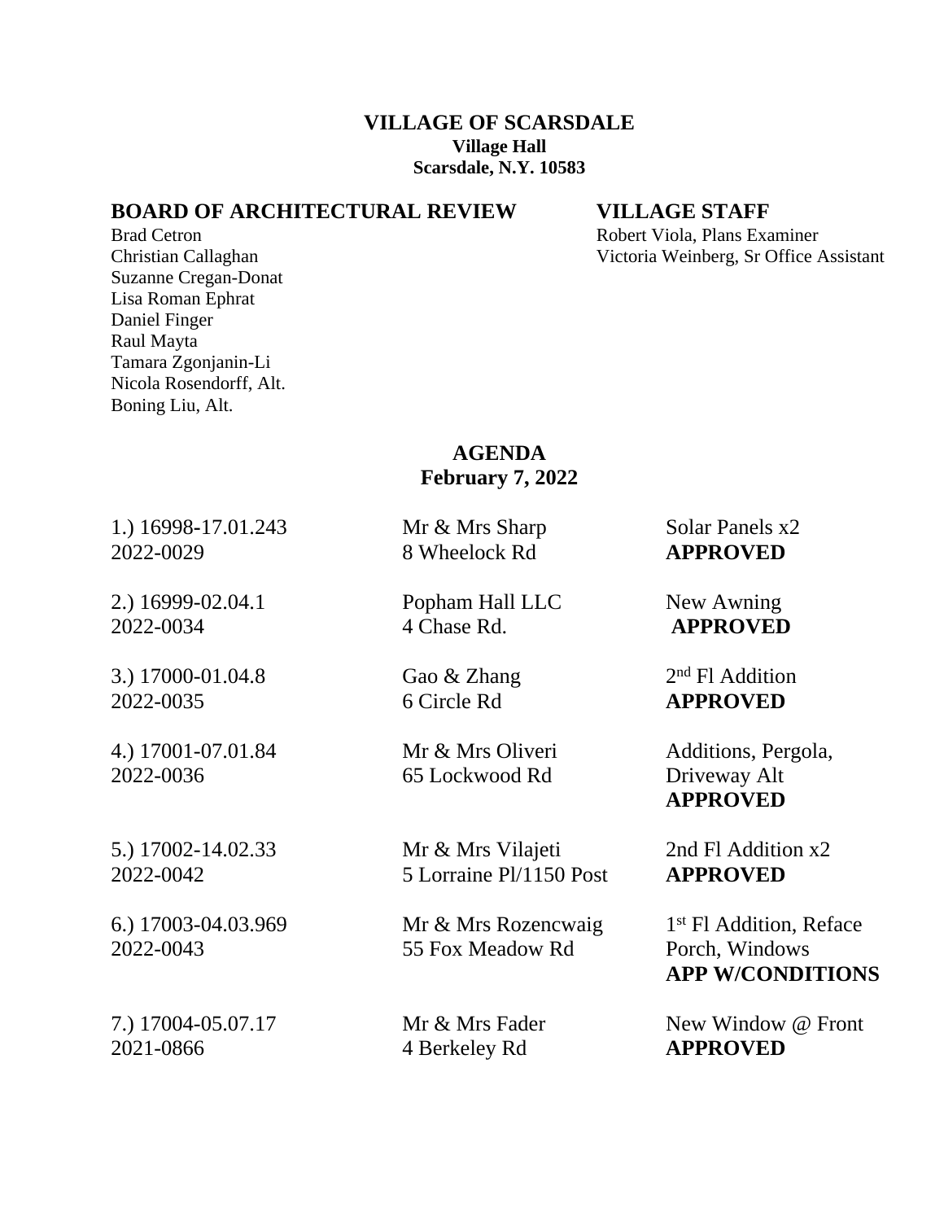# VILLAGE OF SCARSDALE

**Village Hall**
**Scarsdale, N.Y. 10583**

## BOARD OF ARCHITECTURAL REVIEW

Brad Cetron
Christian Callaghan
Suzanne Cregan-Donat
Lisa Roman Ephrat
Daniel Finger
Raul Mayta
Tamara Zgonjanin-Li
Nicola Rosendorff, Alt.
Boning Liu, Alt.

## VILLAGE STAFF

Robert Viola, Plans Examiner
Victoria Weinberg, Sr Office Assistant

## AGENDA
**February 7, 2022**

| | | |
|---|---|---|
| 1.) 16998-17.01.243<br>2022-0029 | Mr & Mrs Sharp<br>8 Wheelock Rd | Solar Panels x2<br>**APPROVED** |
| 2.) 16999-02.04.1<br>2022-0034 | Popham Hall LLC<br>4 Chase Rd. | New Awning<br>**APPROVED** |
| 3.) 17000-01.04.8<br>2022-0035 | Gao & Zhang<br>6 Circle Rd | 2nd Fl Addition<br>**APPROVED** |
| 4.) 17001-07.01.84<br>2022-0036 | Mr & Mrs Oliveri<br>65 Lockwood Rd | Additions, Pergola, Driveway Alt<br>**APPROVED** |
| 5.) 17002-14.02.33<br>2022-0042 | Mr & Mrs Vilajeti<br>5 Lorraine Pl/1150 Post | 2nd Fl Addition x2<br>**APPROVED** |
| 6.) 17003-04.03.969<br>2022-0043 | Mr & Mrs Rozencwaig<br>55 Fox Meadow Rd | 1st Fl Addition, Reface Porch, Windows<br>**APP W/CONDITIONS** |
| 7.) 17004-05.07.17<br>2021-0866 | Mr & Mrs Fader<br>4 Berkeley Rd | New Window @ Front<br>**APPROVED** |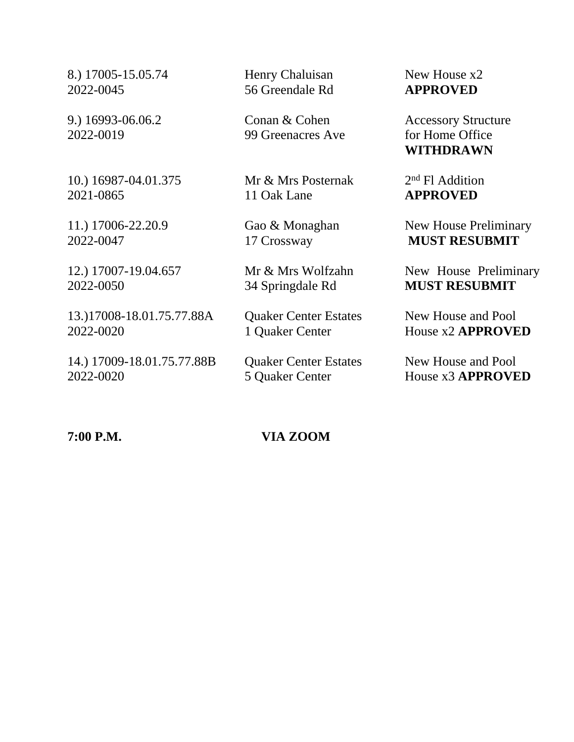| | | |
|---|---|---|
| 8.) 17005-15.05.74<br>2022-0045 | Henry Chaluisan<br>56 Greendale Rd | New House x2<br>**APPROVED** |
| 9.) 16993-06.06.2<br>2022-0019 | Conan & Cohen<br>99 Greenacres Ave | Accessory Structure for Home Office<br>**WITHDRAWN** |
| 10.) 16987-04.01.375<br>2021-0865 | Mr & Mrs Posternak<br>11 Oak Lane | 2nd Fl Addition<br>**APPROVED** |
| 11.) 17006-22.20.9<br>2022-0047 | Gao & Monaghan<br>17 Crossway | New House Preliminary<br>**MUST RESUBMIT** |
| 12.) 17007-19.04.657<br>2022-0050 | Mr & Mrs Wolfzahn<br>34 Springdale Rd | New House Preliminary<br>**MUST RESUBMIT** |
| 13.)17008-18.01.75.77.88A<br>2022-0020 | Quaker Center Estates<br>1 Quaker Center | New House and Pool House x2 **APPROVED** |
| 14.) 17009-18.01.75.77.88B<br>2022-0020 | Quaker Center Estates<br>5 Quaker Center | New House and Pool House x3 **APPROVED** |

**7:00 P.M.** **VIA ZOOM**